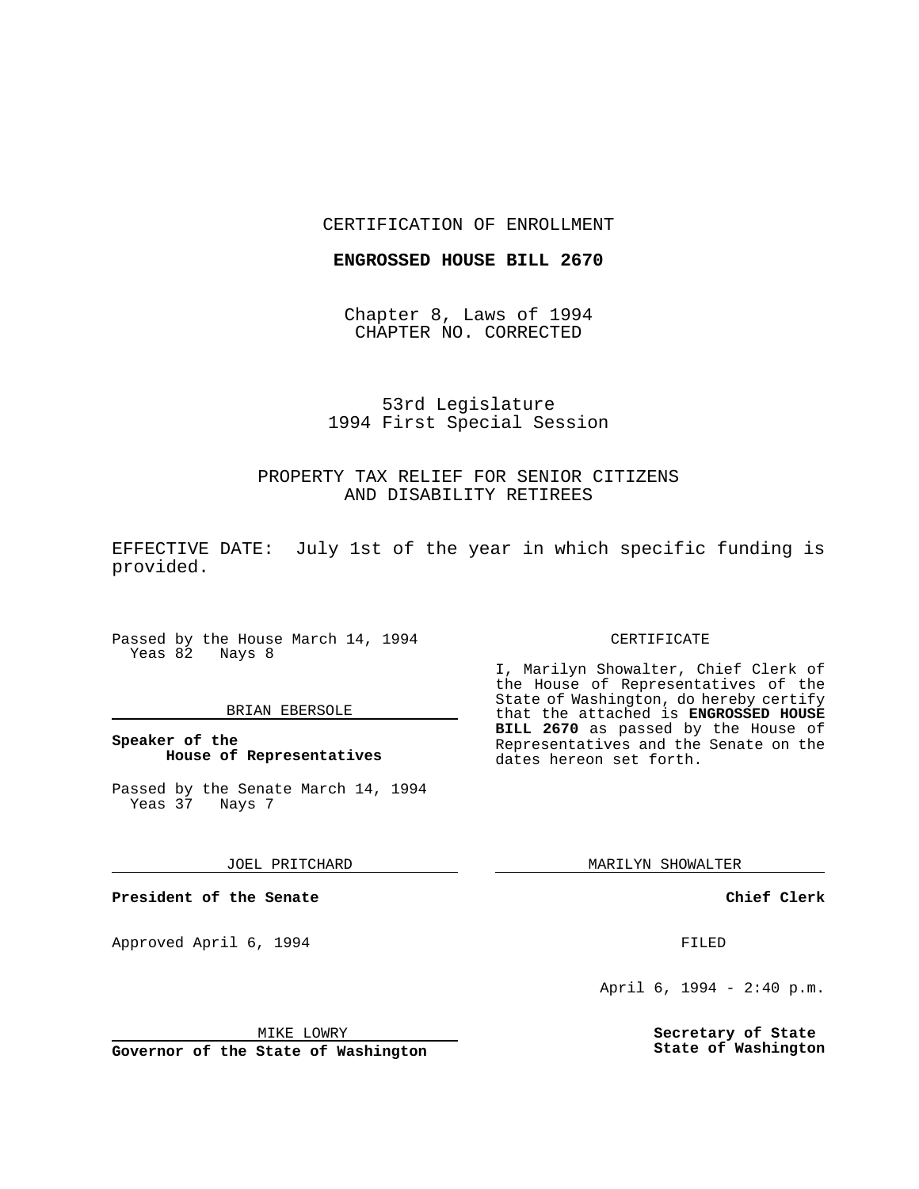CERTIFICATION OF ENROLLMENT

**ENGROSSED HOUSE BILL 2670**

Chapter 8, Laws of 1994
CHAPTER NO. CORRECTED

53rd Legislature
1994 First Special Session

PROPERTY TAX RELIEF FOR SENIOR CITIZENS AND DISABILITY RETIREES

EFFECTIVE DATE: July 1st of the year in which specific funding is provided.

Passed by the House March 14, 1994
Yeas 82 Nays 8

BRIAN EBERSOLE

**Speaker of the House of Representatives**

Passed by the Senate March 14, 1994
Yeas 37 Nays 7

JOEL PRITCHARD

**President of the Senate**

Approved April 6, 1994

MIKE LOWRY

**Governor of the State of Washington**

CERTIFICATE

I, Marilyn Showalter, Chief Clerk of the House of Representatives of the State of Washington, do hereby certify that the attached is **ENGROSSED HOUSE BILL 2670** as passed by the House of Representatives and the Senate on the dates hereon set forth.

MARILYN SHOWALTER

**Chief Clerk**

FILED

April 6, 1994 - 2:40 p.m.

**Secretary of State**
**State of Washington**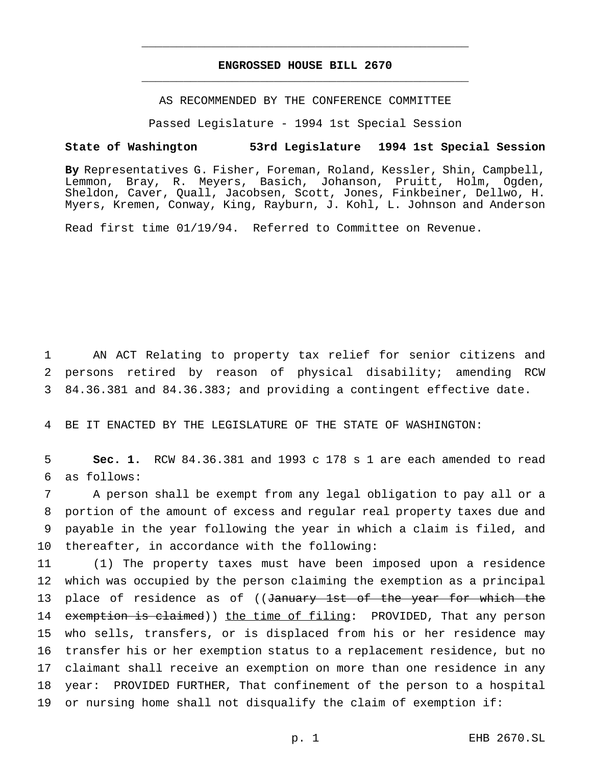# ENGROSSED HOUSE BILL 2670

AS RECOMMENDED BY THE CONFERENCE COMMITTEE

Passed Legislature - 1994 1st Special Session

**State of Washington 53rd Legislature 1994 1st Special Session**

**By** Representatives G. Fisher, Foreman, Roland, Kessler, Shin, Campbell, Lemmon, Bray, R. Meyers, Basich, Johanson, Pruitt, Holm, Ogden, Sheldon, Caver, Quall, Jacobsen, Scott, Jones, Finkbeiner, Dellwo, H. Myers, Kremen, Conway, King, Rayburn, J. Kohl, L. Johnson and Anderson

Read first time 01/19/94. Referred to Committee on Revenue.

AN ACT Relating to property tax relief for senior citizens and persons retired by reason of physical disability; amending RCW 84.36.381 and 84.36.383; and providing a contingent effective date.

BE IT ENACTED BY THE LEGISLATURE OF THE STATE OF WASHINGTON:

**Sec. 1.** RCW 84.36.381 and 1993 c 178 s 1 are each amended to read as follows:

A person shall be exempt from any legal obligation to pay all or a portion of the amount of excess and regular real property taxes due and payable in the year following the year in which a claim is filed, and thereafter, in accordance with the following:

(1) The property taxes must have been imposed upon a residence which was occupied by the person claiming the exemption as a principal place of residence as of ((~~January 1st of the year for which the exemption is claimed~~)) <u>the time of filing</u>: PROVIDED, That any person who sells, transfers, or is displaced from his or her residence may transfer his or her exemption status to a replacement residence, but no claimant shall receive an exemption on more than one residence in any year: PROVIDED FURTHER, That confinement of the person to a hospital or nursing home shall not disqualify the claim of exemption if: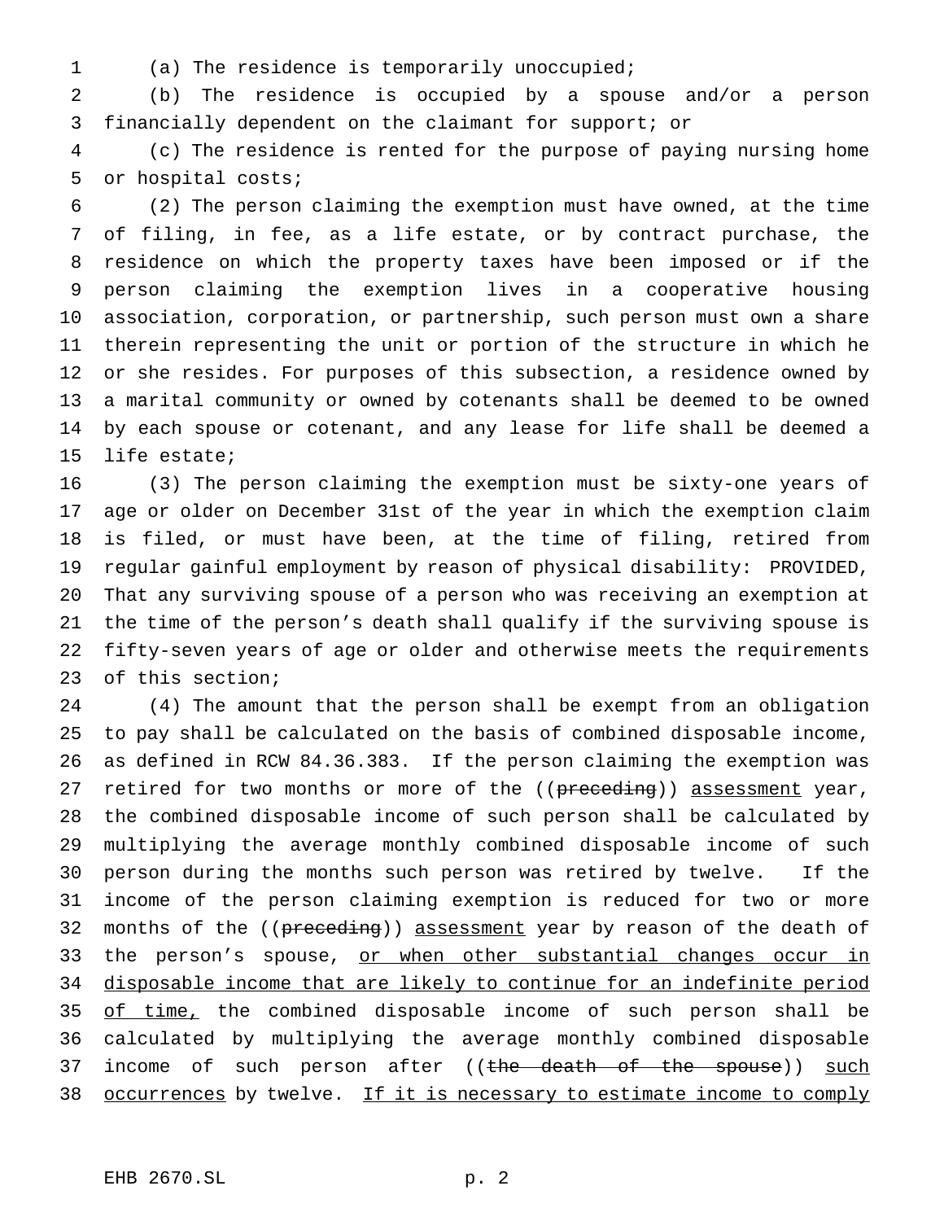(a) The residence is temporarily unoccupied;

(b) The residence is occupied by a spouse and/or a person financially dependent on the claimant for support; or

(c) The residence is rented for the purpose of paying nursing home or hospital costs;

(2) The person claiming the exemption must have owned, at the time of filing, in fee, as a life estate, or by contract purchase, the residence on which the property taxes have been imposed or if the person claiming the exemption lives in a cooperative housing association, corporation, or partnership, such person must own a share therein representing the unit or portion of the structure in which he or she resides. For purposes of this subsection, a residence owned by a marital community or owned by cotenants shall be deemed to be owned by each spouse or cotenant, and any lease for life shall be deemed a life estate;

(3) The person claiming the exemption must be sixty-one years of age or older on December 31st of the year in which the exemption claim is filed, or must have been, at the time of filing, retired from regular gainful employment by reason of physical disability: PROVIDED, That any surviving spouse of a person who was receiving an exemption at the time of the person's death shall qualify if the surviving spouse is fifty-seven years of age or older and otherwise meets the requirements of this section;

(4) The amount that the person shall be exempt from an obligation to pay shall be calculated on the basis of combined disposable income, as defined in RCW 84.36.383. If the person claiming the exemption was retired for two months or more of the ((~~preceding~~)) assessment year, the combined disposable income of such person shall be calculated by multiplying the average monthly combined disposable income of such person during the months such person was retired by twelve. If the income of the person claiming exemption is reduced for two or more months of the ((~~preceding~~)) assessment year by reason of the death of the person's spouse, or when other substantial changes occur in disposable income that are likely to continue for an indefinite period of time, the combined disposable income of such person shall be calculated by multiplying the average monthly combined disposable income of such person after ((~~the death of the spouse~~)) such occurrences by twelve. If it is necessary to estimate income to comply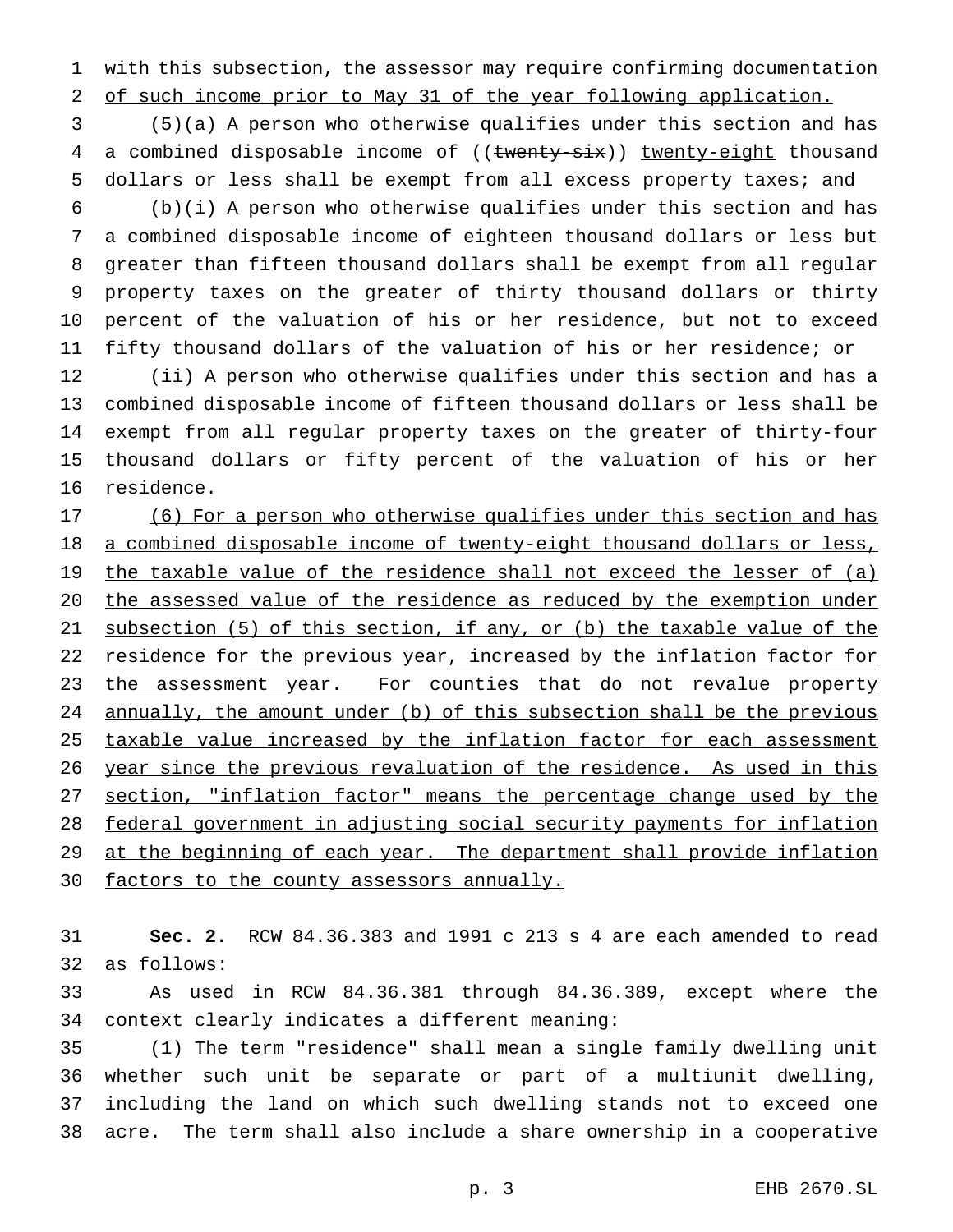with this subsection, the assessor may require confirming documentation of such income prior to May 31 of the year following application.

(5)(a) A person who otherwise qualifies under this section and has a combined disposable income of ((~~twenty-six~~)) twenty-eight thousand dollars or less shall be exempt from all excess property taxes; and

(b)(i) A person who otherwise qualifies under this section and has a combined disposable income of eighteen thousand dollars or less but greater than fifteen thousand dollars shall be exempt from all regular property taxes on the greater of thirty thousand dollars or thirty percent of the valuation of his or her residence, but not to exceed fifty thousand dollars of the valuation of his or her residence; or

(ii) A person who otherwise qualifies under this section and has a combined disposable income of fifteen thousand dollars or less shall be exempt from all regular property taxes on the greater of thirty-four thousand dollars or fifty percent of the valuation of his or her residence.

(6) For a person who otherwise qualifies under this section and has a combined disposable income of twenty-eight thousand dollars or less, the taxable value of the residence shall not exceed the lesser of (a) the assessed value of the residence as reduced by the exemption under subsection (5) of this section, if any, or (b) the taxable value of the residence for the previous year, increased by the inflation factor for the assessment year. For counties that do not revalue property annually, the amount under (b) of this subsection shall be the previous taxable value increased by the inflation factor for each assessment year since the previous revaluation of the residence. As used in this section, "inflation factor" means the percentage change used by the federal government in adjusting social security payments for inflation at the beginning of each year. The department shall provide inflation factors to the county assessors annually.

**Sec. 2.** RCW 84.36.383 and 1991 c 213 s 4 are each amended to read as follows:

As used in RCW 84.36.381 through 84.36.389, except where the context clearly indicates a different meaning:

(1) The term "residence" shall mean a single family dwelling unit whether such unit be separate or part of a multiunit dwelling, including the land on which such dwelling stands not to exceed one acre. The term shall also include a share ownership in a cooperative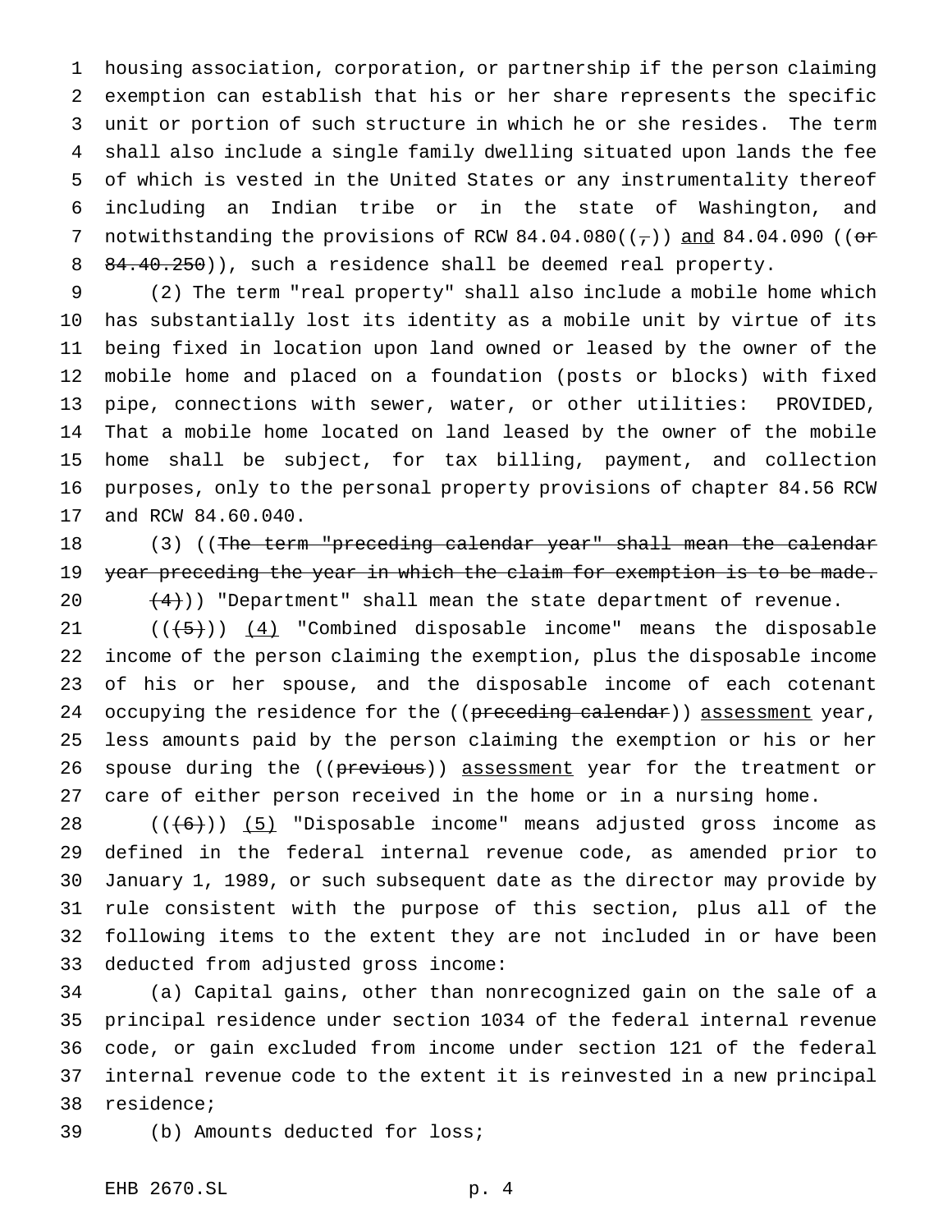housing association, corporation, or partnership if the person claiming exemption can establish that his or her share represents the specific unit or portion of such structure in which he or she resides. The term shall also include a single family dwelling situated upon lands the fee of which is vested in the United States or any instrumentality thereof including an Indian tribe or in the state of Washington, and notwithstanding the provisions of RCW 84.04.080((~~,~~)) and 84.04.090 ((~~or 84.40.250~~)), such a residence shall be deemed real property.

(2) The term "real property" shall also include a mobile home which has substantially lost its identity as a mobile unit by virtue of its being fixed in location upon land owned or leased by the owner of the mobile home and placed on a foundation (posts or blocks) with fixed pipe, connections with sewer, water, or other utilities: PROVIDED, That a mobile home located on land leased by the owner of the mobile home shall be subject, for tax billing, payment, and collection purposes, only to the personal property provisions of chapter 84.56 RCW and RCW 84.60.040.

(3) ((~~The term "preceding calendar year" shall mean the calendar year preceding the year in which the claim for exemption is to be made.~~

~~(4)~~)) "Department" shall mean the state department of revenue.

((~~(5)~~)) (4) "Combined disposable income" means the disposable income of the person claiming the exemption, plus the disposable income of his or her spouse, and the disposable income of each cotenant occupying the residence for the ((~~preceding calendar~~)) assessment year, less amounts paid by the person claiming the exemption or his or her spouse during the ((~~previous~~)) assessment year for the treatment or care of either person received in the home or in a nursing home.

((~~(6)~~)) (5) "Disposable income" means adjusted gross income as defined in the federal internal revenue code, as amended prior to January 1, 1989, or such subsequent date as the director may provide by rule consistent with the purpose of this section, plus all of the following items to the extent they are not included in or have been deducted from adjusted gross income:

(a) Capital gains, other than nonrecognized gain on the sale of a principal residence under section 1034 of the federal internal revenue code, or gain excluded from income under section 121 of the federal internal revenue code to the extent it is reinvested in a new principal residence;

(b) Amounts deducted for loss;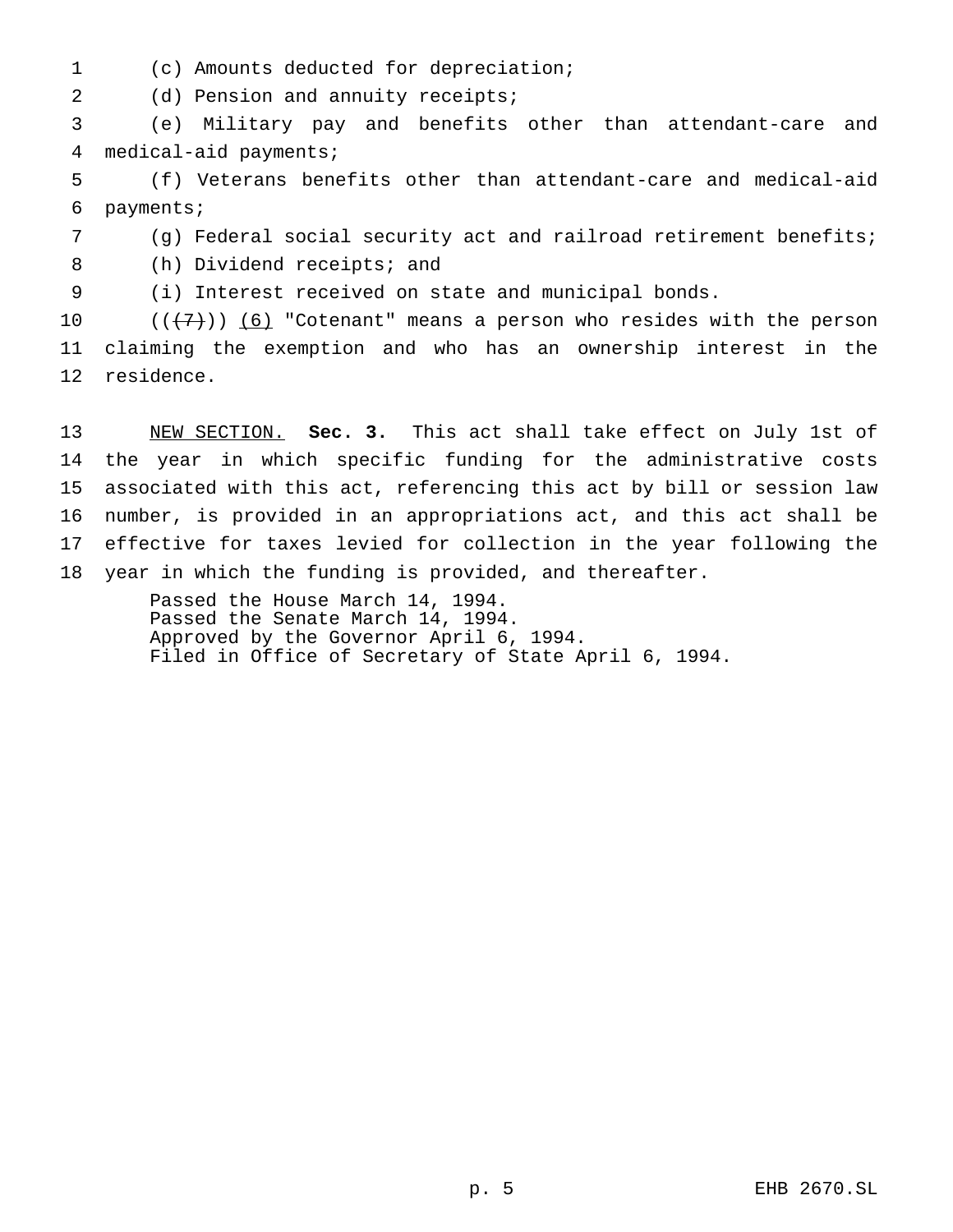(c) Amounts deducted for depreciation;

(d) Pension and annuity receipts;

(e) Military pay and benefits other than attendant-care and medical-aid payments;

(f) Veterans benefits other than attendant-care and medical-aid payments;

(g) Federal social security act and railroad retirement benefits;

(h) Dividend receipts; and

(i) Interest received on state and municipal bonds.

~~((7))~~ (6) "Cotenant" means a person who resides with the person claiming the exemption and who has an ownership interest in the residence.

NEW SECTION. **Sec. 3.** This act shall take effect on July 1st of the year in which specific funding for the administrative costs associated with this act, referencing this act by bill or session law number, is provided in an appropriations act, and this act shall be effective for taxes levied for collection in the year following the year in which the funding is provided, and thereafter.

Passed the House March 14, 1994.
Passed the Senate March 14, 1994.
Approved by the Governor April 6, 1994.
Filed in Office of Secretary of State April 6, 1994.